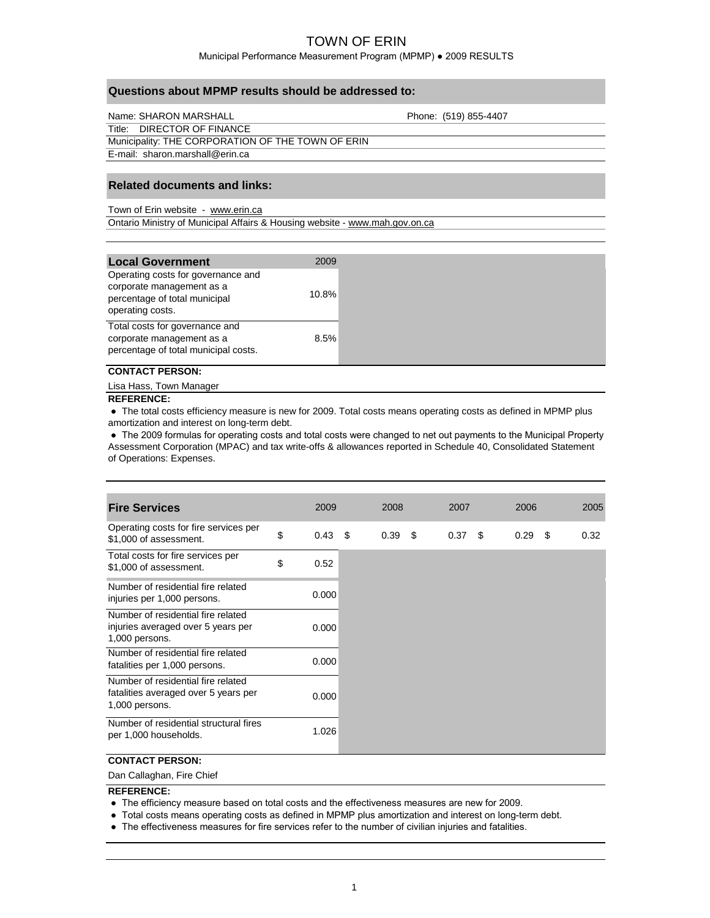# TOWN OF ERIN

Municipal Performance Measurement Program (MPMP) ● 2009 RESULTS

## Questions about MPMP results should be addressed to:

| | |
|---|---|
| Name: SHARON MARSHALL | Phone: (519) 855-4407 |
| Title: DIRECTOR OF FINANCE | |
| Municipality: THE CORPORATION OF THE TOWN OF ERIN | |
| E-mail: sharon.marshall@erin.ca | |

## Related documents and links:

Town of Erin website - www.erin.ca

Ontario Ministry of Municipal Affairs & Housing website - www.mah.gov.on.ca

| **Local Government** | 2009 |
|---|---|
| Operating costs for governance and corporate management as a percentage of total municipal operating costs. | 10.8% |
| Total costs for governance and corporate management as a percentage of total municipal costs. | 8.5% |

**CONTACT PERSON:**

Lisa Hass, Town Manager

**REFERENCE:**

- The total costs efficiency measure is new for 2009. Total costs means operating costs as defined in MPMP plus amortization and interest on long-term debt.
- The 2009 formulas for operating costs and total costs were changed to net out payments to the Municipal Property Assessment Corporation (MPAC) and tax write-offs & allowances reported in Schedule 40, Consolidated Statement of Operations: Expenses.

| **Fire Services** | 2009 | 2008 | 2007 | 2006 | 2005 |
|---|---|---|---|---|---|
| Operating costs for fire services per $1,000 of assessment. | $ 0.43 | $ 0.39 | $ 0.37 | $ 0.29 | $ 0.32 |
| Total costs for fire services per $1,000 of assessment. | $ 0.52 | | | | |
| Number of residential fire related injuries per 1,000 persons. | 0.000 | | | | |
| Number of residential fire related injuries averaged over 5 years per 1,000 persons. | 0.000 | | | | |
| Number of residential fire related fatalities per 1,000 persons. | 0.000 | | | | |
| Number of residential fire related fatalities averaged over 5 years per 1,000 persons. | 0.000 | | | | |
| Number of residential structural fires per 1,000 households. | 1.026 | | | | |

**CONTACT PERSON:**

Dan Callaghan, Fire Chief

**REFERENCE:**

- The efficiency measure based on total costs and the effectiveness measures are new for 2009.
- Total costs means operating costs as defined in MPMP plus amortization and interest on long-term debt.
- The effectiveness measures for fire services refer to the number of civilian injuries and fatalities.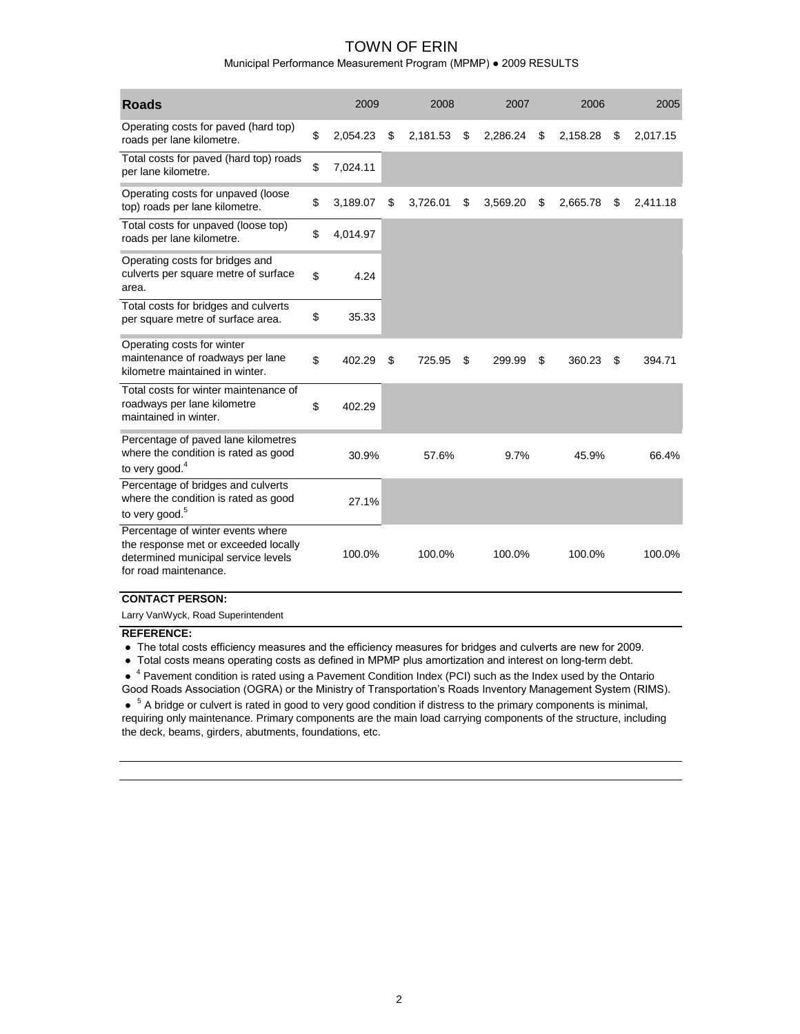# TOWN OF ERIN

Municipal Performance Measurement Program (MPMP) ● 2009 RESULTS

| Roads | 2009 | 2008 | 2007 | 2006 | 2005 |
|---|---|---|---|---|---|
| Operating costs for paved (hard top) roads per lane kilometre. | $ 2,054.23 | $ 2,181.53 | $ 2,286.24 | $ 2,158.28 | $ 2,017.15 |
| Total costs for paved (hard top) roads per lane kilometre. | $ 7,024.11 | | | | |
| Operating costs for unpaved (loose top) roads per lane kilometre. | $ 3,189.07 | $ 3,726.01 | $ 3,569.20 | $ 2,665.78 | $ 2,411.18 |
| Total costs for unpaved (loose top) roads per lane kilometre. | $ 4,014.97 | | | | |
| Operating costs for bridges and culverts per square metre of surface area. | $ 4.24 | | | | |
| Total costs for bridges and culverts per square metre of surface area. | $ 35.33 | | | | |
| Operating costs for winter maintenance of roadways per lane kilometre maintained in winter. | $ 402.29 | $ 725.95 | $ 299.99 | $ 360.23 | $ 394.71 |
| Total costs for winter maintenance of roadways per lane kilometre maintained in winter. | $ 402.29 | | | | |
| Percentage of paved lane kilometres where the condition is rated as good to very good.[4] | 30.9% | 57.6% | 9.7% | 45.9% | 66.4% |
| Percentage of bridges and culverts where the condition is rated as good to very good.[5] | 27.1% | | | | |
| Percentage of winter events where the response met or exceeded locally determined municipal service levels for road maintenance. | 100.0% | 100.0% | 100.0% | 100.0% | 100.0% |

**CONTACT PERSON:**

Larry VanWyck, Road Superintendent

**REFERENCE:**

- The total costs efficiency measures and the efficiency measures for bridges and culverts are new for 2009.
- Total costs means operating costs as defined in MPMP plus amortization and interest on long-term debt.
- [4] Pavement condition is rated using a Pavement Condition Index (PCI) such as the Index used by the Ontario Good Roads Association (OGRA) or the Ministry of Transportation's Roads Inventory Management System (RIMS).
- [5] A bridge or culvert is rated in good to very good condition if distress to the primary components is minimal, requiring only maintenance. Primary components are the main load carrying components of the structure, including the deck, beams, girders, abutments, foundations, etc.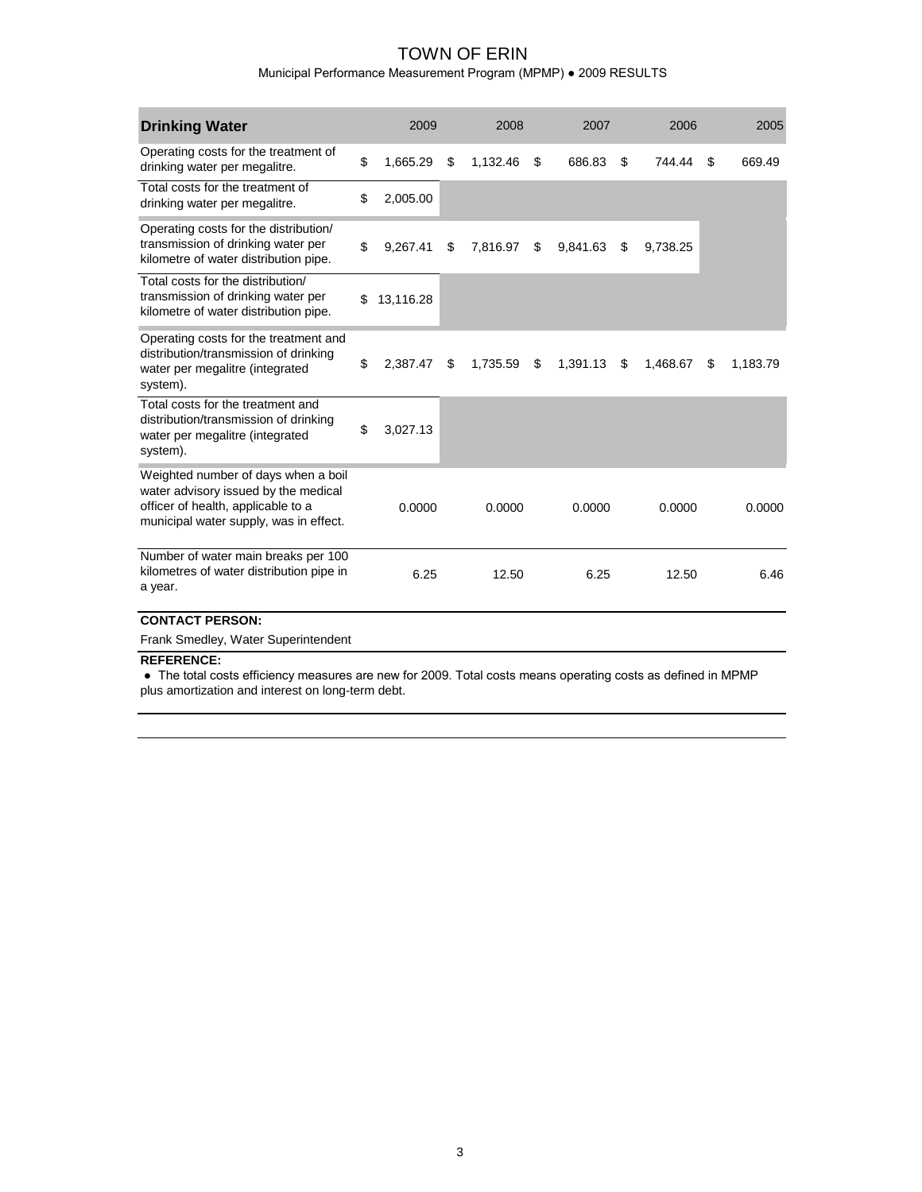# TOWN OF ERIN

Municipal Performance Measurement Program (MPMP) ● 2009 RESULTS

| Drinking Water | 2009 | 2008 | 2007 | 2006 | 2005 |
|---|---|---|---|---|---|
| Operating costs for the treatment of drinking water per megalitre. | $ 1,665.29 | $ 1,132.46 | $ 686.83 | $ 744.44 | $ 669.49 |
| Total costs for the treatment of drinking water per megalitre. | $ 2,005.00 | | | | |
| Operating costs for the distribution/ transmission of drinking water per kilometre of water distribution pipe. | $ 9,267.41 | $ 7,816.97 | $ 9,841.63 | $ 9,738.25 | |
| Total costs for the distribution/ transmission of drinking water per kilometre of water distribution pipe. | $ 13,116.28 | | | | |
| Operating costs for the treatment and distribution/transmission of drinking water per megalitre (integrated system). | $ 2,387.47 | $ 1,735.59 | $ 1,391.13 | $ 1,468.67 | $ 1,183.79 |
| Total costs for the treatment and distribution/transmission of drinking water per megalitre (integrated system). | $ 3,027.13 | | | | |
| Weighted number of days when a boil water advisory issued by the medical officer of health, applicable to a municipal water supply, was in effect. | 0.0000 | 0.0000 | 0.0000 | 0.0000 | 0.0000 |
| Number of water main breaks per 100 kilometres of water distribution pipe in a year. | 6.25 | 12.50 | 6.25 | 12.50 | 6.46 |

**CONTACT PERSON:**

Frank Smedley, Water Superintendent

**REFERENCE:**

● The total costs efficiency measures are new for 2009. Total costs means operating costs as defined in MPMP plus amortization and interest on long-term debt.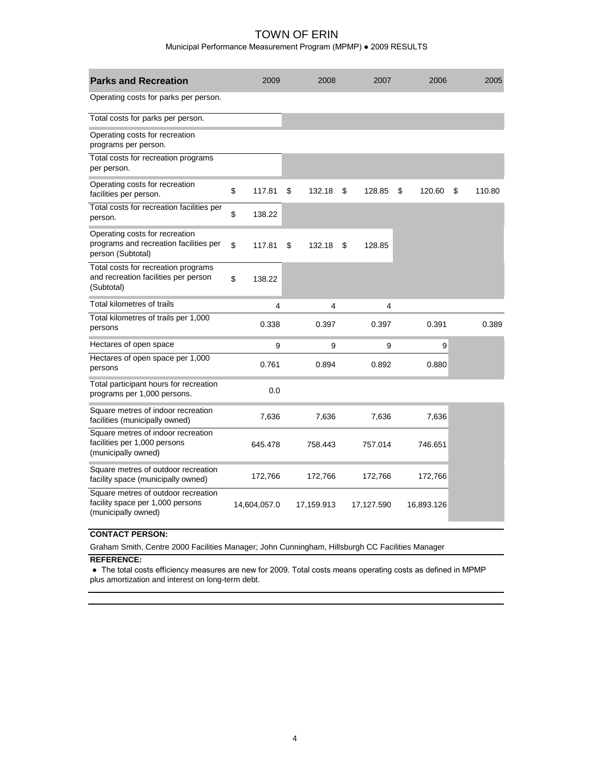# TOWN OF ERIN

Municipal Performance Measurement Program (MPMP) ● 2009 RESULTS

| Parks and Recreation | 2009 | 2008 | 2007 | 2006 | 2005 |
|---|---|---|---|---|---|
| Operating costs for parks per person. | | | | | |
| Total costs for parks per person. | | | | | |
| Operating costs for recreation programs per person. | | | | | |
| Total costs for recreation programs per person. | | | | | |
| Operating costs for recreation facilities per person. | $ 117.81 | $ 132.18 | $ 128.85 | $ 120.60 | $ 110.80 |
| Total costs for recreation facilities per person. | $ 138.22 | | | | |
| Operating costs for recreation programs and recreation facilities per person (Subtotal) | $ 117.81 | $ 132.18 | $ 128.85 | | |
| Total costs for recreation programs and recreation facilities per person (Subtotal) | $ 138.22 | | | | |
| Total kilometres of trails | 4 | 4 | 4 | | |
| Total kilometres of trails per 1,000 persons | 0.338 | 0.397 | 0.397 | 0.391 | 0.389 |
| Hectares of open space | 9 | 9 | 9 | 9 | |
| Hectares of open space per 1,000 persons | 0.761 | 0.894 | 0.892 | 0.880 | |
| Total participant hours for recreation programs per 1,000 persons. | 0.0 | | | | |
| Square metres of indoor recreation facilities (municipally owned) | 7,636 | 7,636 | 7,636 | 7,636 | |
| Square metres of indoor recreation facilities per 1,000 persons (municipally owned) | 645.478 | 758.443 | 757.014 | 746.651 | |
| Square metres of outdoor recreation facility space (municipally owned) | 172,766 | 172,766 | 172,766 | 172,766 | |
| Square metres of outdoor recreation facility space per 1,000 persons (municipally owned) | 14,604,057.0 | 17,159.913 | 17,127.590 | 16,893.126 | |

**CONTACT PERSON:**

Graham Smith, Centre 2000 Facilities Manager; John Cunningham, Hillsburgh CC Facilities Manager

**REFERENCE:**

● The total costs efficiency measures are new for 2009. Total costs means operating costs as defined in MPMP plus amortization and interest on long-term debt.